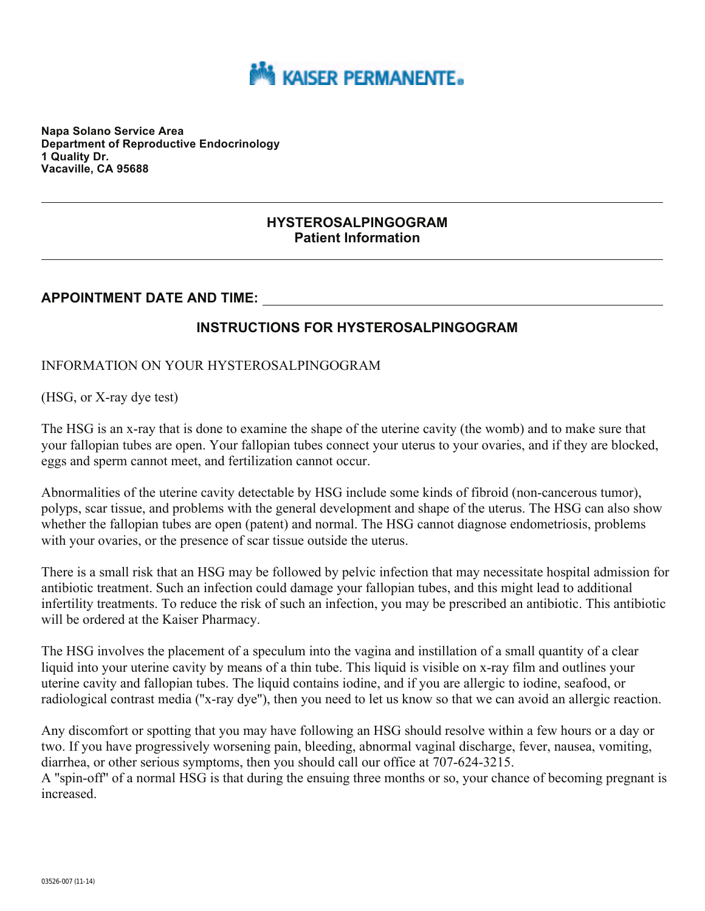KAISER PERMANENTE

**Napa Solano Service Area**
**Department of Reproductive Endocrinology**
**1 Quality Dr.**
**Vacaville, CA 95688**

---

## HYSTEROSALPINGOGRAM
## Patient Information

---

**APPOINTMENT DATE AND TIME:** ______________________________________________

### INSTRUCTIONS FOR HYSTEROSALPINGOGRAM

INFORMATION ON YOUR HYSTEROSALPINGOGRAM

(HSG, or X-ray dye test)

The HSG is an x-ray that is done to examine the shape of the uterine cavity (the womb) and to make sure that your fallopian tubes are open. Your fallopian tubes connect your uterus to your ovaries, and if they are blocked, eggs and sperm cannot meet, and fertilization cannot occur.

Abnormalities of the uterine cavity detectable by HSG include some kinds of fibroid (non-cancerous tumor), polyps, scar tissue, and problems with the general development and shape of the uterus. The HSG can also show whether the fallopian tubes are open (patent) and normal. The HSG cannot diagnose endometriosis, problems with your ovaries, or the presence of scar tissue outside the uterus.

There is a small risk that an HSG may be followed by pelvic infection that may necessitate hospital admission for antibiotic treatment. Such an infection could damage your fallopian tubes, and this might lead to additional infertility treatments. To reduce the risk of such an infection, you may be prescribed an antibiotic. This antibiotic will be ordered at the Kaiser Pharmacy.

The HSG involves the placement of a speculum into the vagina and instillation of a small quantity of a clear liquid into your uterine cavity by means of a thin tube. This liquid is visible on x-ray film and outlines your uterine cavity and fallopian tubes. The liquid contains iodine, and if you are allergic to iodine, seafood, or radiological contrast media ("x-ray dye"), then you need to let us know so that we can avoid an allergic reaction.

Any discomfort or spotting that you may have following an HSG should resolve within a few hours or a day or two. If you have progressively worsening pain, bleeding, abnormal vaginal discharge, fever, nausea, vomiting, diarrhea, or other serious symptoms, then you should call our office at 707-624-3215.
A "spin-off" of a normal HSG is that during the ensuing three months or so, your chance of becoming pregnant is increased.

03526-007 (11-14)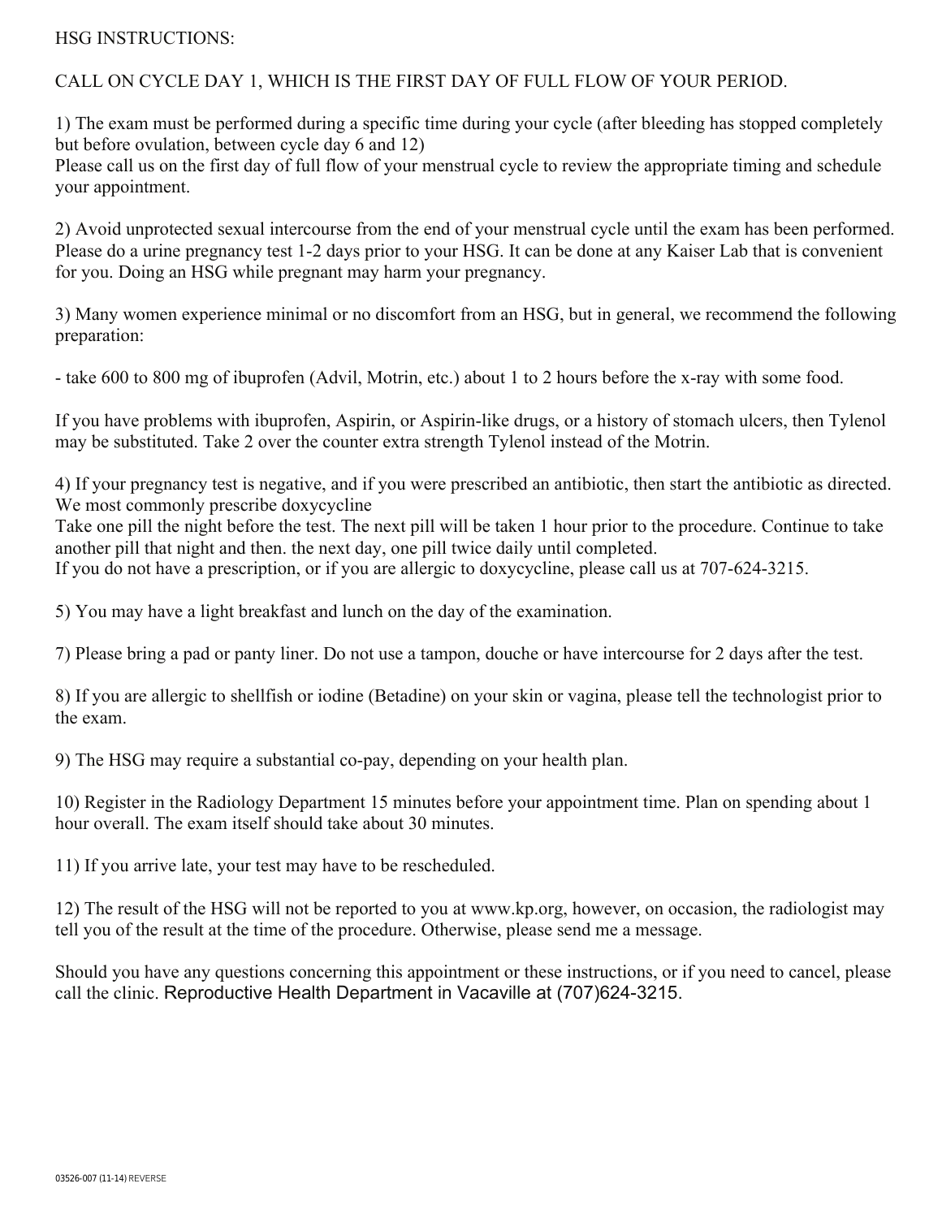HSG INSTRUCTIONS:

CALL ON CYCLE DAY 1, WHICH IS THE FIRST DAY OF FULL FLOW OF YOUR PERIOD.

1) The exam must be performed during a specific time during your cycle (after bleeding has stopped completely but before ovulation, between cycle day 6 and 12)
Please call us on the first day of full flow of your menstrual cycle to review the appropriate timing and schedule your appointment.

2) Avoid unprotected sexual intercourse from the end of your menstrual cycle until the exam has been performed. Please do a urine pregnancy test 1-2 days prior to your HSG. It can be done at any Kaiser Lab that is convenient for you. Doing an HSG while pregnant may harm your pregnancy.

3) Many women experience minimal or no discomfort from an HSG, but in general, we recommend the following preparation:

- take 600 to 800 mg of ibuprofen (Advil, Motrin, etc.) about 1 to 2 hours before the x-ray with some food.

If you have problems with ibuprofen, Aspirin, or Aspirin-like drugs, or a history of stomach ulcers, then Tylenol may be substituted. Take 2 over the counter extra strength Tylenol instead of the Motrin.

4) If your pregnancy test is negative, and if you were prescribed an antibiotic, then start the antibiotic as directed. We most commonly prescribe doxycycline
Take one pill the night before the test. The next pill will be taken 1 hour prior to the procedure. Continue to take another pill that night and then. the next day, one pill twice daily until completed.
If you do not have a prescription, or if you are allergic to doxycycline, please call us at 707-624-3215.

5) You may have a light breakfast and lunch on the day of the examination.

7) Please bring a pad or panty liner. Do not use a tampon, douche or have intercourse for 2 days after the test.

8) If you are allergic to shellfish or iodine (Betadine) on your skin or vagina, please tell the technologist prior to the exam.

9) The HSG may require a substantial co-pay, depending on your health plan.

10) Register in the Radiology Department 15 minutes before your appointment time. Plan on spending about 1 hour overall. The exam itself should take about 30 minutes.

11) If you arrive late, your test may have to be rescheduled.

12) The result of the HSG will not be reported to you at www.kp.org, however, on occasion, the radiologist may tell you of the result at the time of the procedure. Otherwise, please send me a message.

Should you have any questions concerning this appointment or these instructions, or if you need to cancel, please call the clinic. Reproductive Health Department in Vacaville at (707)624-3215.

03526-007 (11-14) REVERSE